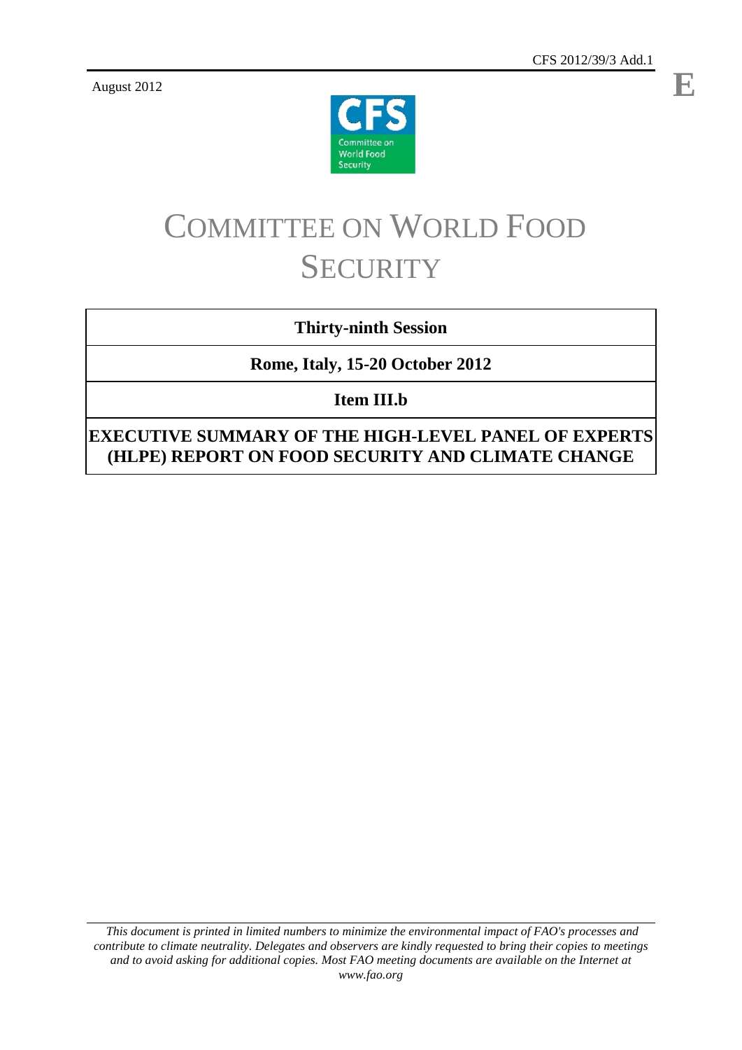CFS 2012/39/3 Add.1

August 2012

**E**

# COMMITTEE ON WORLD FOOD SECURITY

| **Thirty-ninth Session** |
| --- |
| **Rome, Italy, 15-20 October 2012** |
| **Item III.b** |
| **EXECUTIVE SUMMARY OF THE HIGH-LEVEL PANEL OF EXPERTS (HLPE) REPORT ON FOOD SECURITY AND CLIMATE CHANGE** |

*This document is printed in limited numbers to minimize the environmental impact of FAO's processes and contribute to climate neutrality. Delegates and observers are kindly requested to bring their copies to meetings and to avoid asking for additional copies. Most FAO meeting documents are available on the Internet at www.fao.org*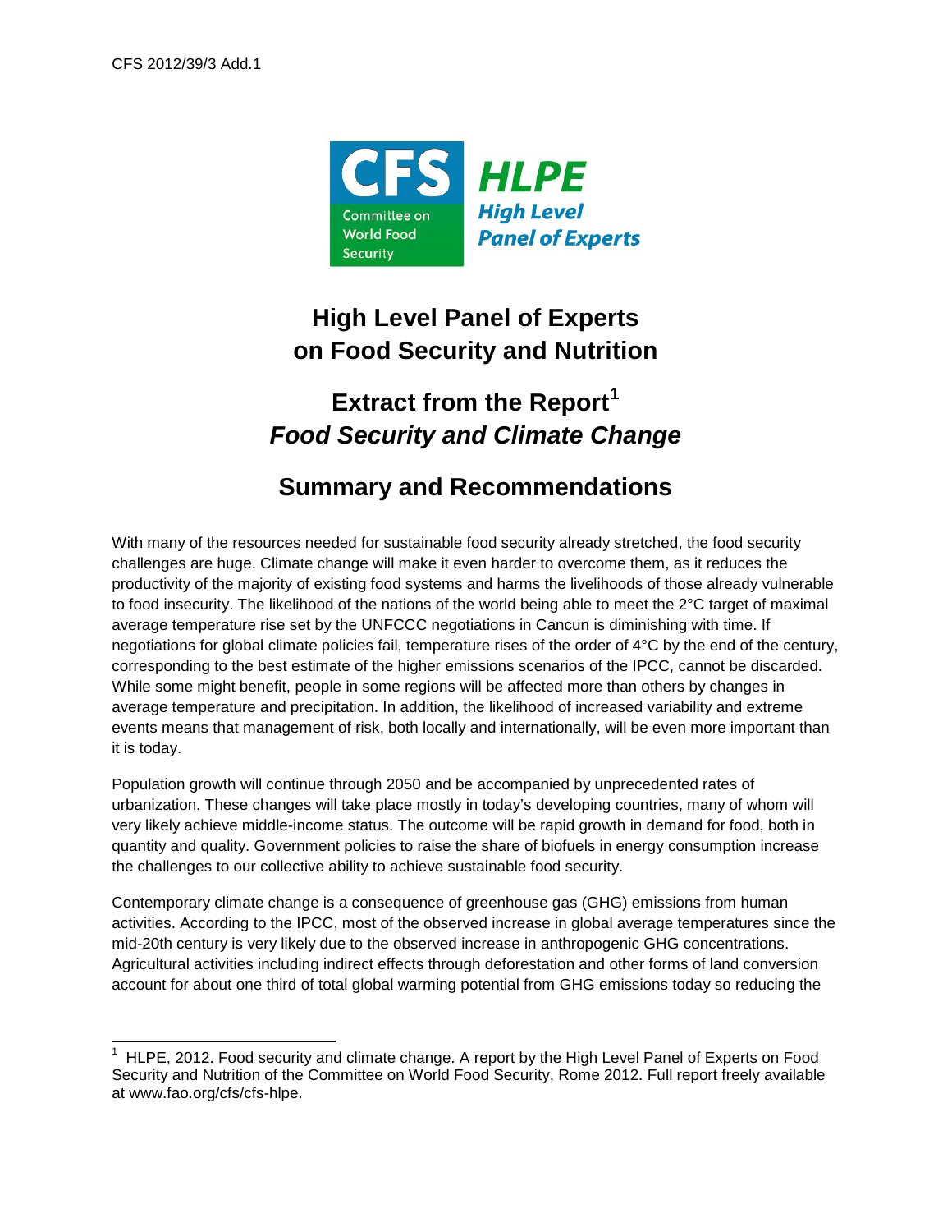# High Level Panel of Experts on Food Security and Nutrition

## Extract from the Report[1] *Food Security and Climate Change*

## Summary and Recommendations

With many of the resources needed for sustainable food security already stretched, the food security challenges are huge. Climate change will make it even harder to overcome them, as it reduces the productivity of the majority of existing food systems and harms the livelihoods of those already vulnerable to food insecurity. The likelihood of the nations of the world being able to meet the 2°C target of maximal average temperature rise set by the UNFCCC negotiations in Cancun is diminishing with time. If negotiations for global climate policies fail, temperature rises of the order of 4°C by the end of the century, corresponding to the best estimate of the higher emissions scenarios of the IPCC, cannot be discarded. While some might benefit, people in some regions will be affected more than others by changes in average temperature and precipitation. In addition, the likelihood of increased variability and extreme events means that management of risk, both locally and internationally, will be even more important than it is today.

Population growth will continue through 2050 and be accompanied by unprecedented rates of urbanization. These changes will take place mostly in today's developing countries, many of whom will very likely achieve middle-income status. The outcome will be rapid growth in demand for food, both in quantity and quality. Government policies to raise the share of biofuels in energy consumption increase the challenges to our collective ability to achieve sustainable food security.

Contemporary climate change is a consequence of greenhouse gas (GHG) emissions from human activities. According to the IPCC, most of the observed increase in global average temperatures since the mid-20th century is very likely due to the observed increase in anthropogenic GHG concentrations. Agricultural activities including indirect effects through deforestation and other forms of land conversion account for about one third of total global warming potential from GHG emissions today so reducing the

---

[1] HLPE, 2012. Food security and climate change. A report by the High Level Panel of Experts on Food Security and Nutrition of the Committee on World Food Security, Rome 2012. Full report freely available at www.fao.org/cfs/cfs-hlpe.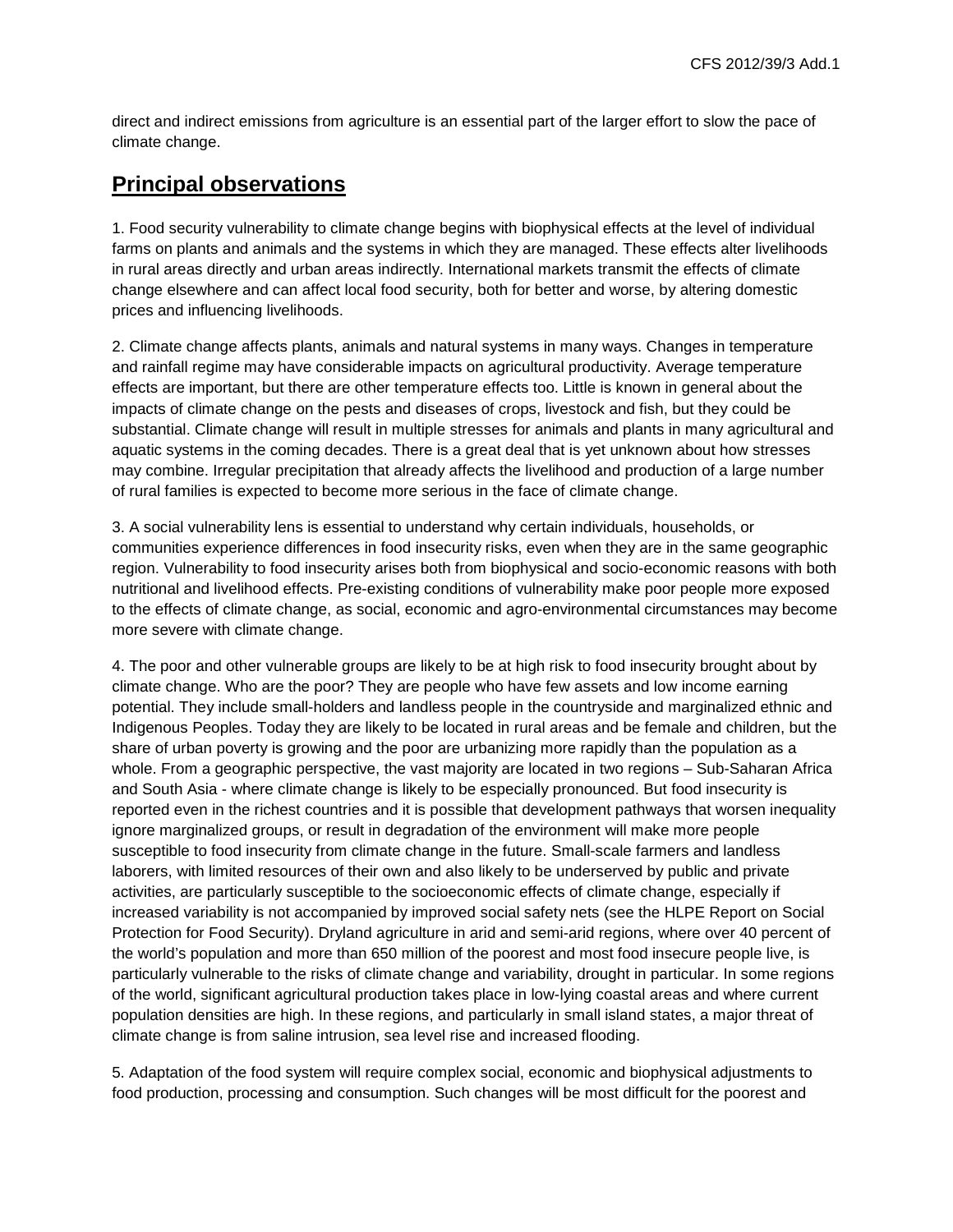direct and indirect emissions from agriculture is an essential part of the larger effort to slow the pace of climate change.

## Principal observations

1. Food security vulnerability to climate change begins with biophysical effects at the level of individual farms on plants and animals and the systems in which they are managed. These effects alter livelihoods in rural areas directly and urban areas indirectly. International markets transmit the effects of climate change elsewhere and can affect local food security, both for better and worse, by altering domestic prices and influencing livelihoods.

2. Climate change affects plants, animals and natural systems in many ways. Changes in temperature and rainfall regime may have considerable impacts on agricultural productivity. Average temperature effects are important, but there are other temperature effects too. Little is known in general about the impacts of climate change on the pests and diseases of crops, livestock and fish, but they could be substantial. Climate change will result in multiple stresses for animals and plants in many agricultural and aquatic systems in the coming decades. There is a great deal that is yet unknown about how stresses may combine. Irregular precipitation that already affects the livelihood and production of a large number of rural families is expected to become more serious in the face of climate change.

3. A social vulnerability lens is essential to understand why certain individuals, households, or communities experience differences in food insecurity risks, even when they are in the same geographic region. Vulnerability to food insecurity arises both from biophysical and socio-economic reasons with both nutritional and livelihood effects. Pre-existing conditions of vulnerability make poor people more exposed to the effects of climate change, as social, economic and agro-environmental circumstances may become more severe with climate change.

4. The poor and other vulnerable groups are likely to be at high risk to food insecurity brought about by climate change. Who are the poor? They are people who have few assets and low income earning potential. They include small-holders and landless people in the countryside and marginalized ethnic and Indigenous Peoples. Today they are likely to be located in rural areas and be female and children, but the share of urban poverty is growing and the poor are urbanizing more rapidly than the population as a whole. From a geographic perspective, the vast majority are located in two regions – Sub-Saharan Africa and South Asia - where climate change is likely to be especially pronounced. But food insecurity is reported even in the richest countries and it is possible that development pathways that worsen inequality ignore marginalized groups, or result in degradation of the environment will make more people susceptible to food insecurity from climate change in the future. Small-scale farmers and landless laborers, with limited resources of their own and also likely to be underserved by public and private activities, are particularly susceptible to the socioeconomic effects of climate change, especially if increased variability is not accompanied by improved social safety nets (see the HLPE Report on Social Protection for Food Security). Dryland agriculture in arid and semi-arid regions, where over 40 percent of the world's population and more than 650 million of the poorest and most food insecure people live, is particularly vulnerable to the risks of climate change and variability, drought in particular. In some regions of the world, significant agricultural production takes place in low-lying coastal areas and where current population densities are high. In these regions, and particularly in small island states, a major threat of climate change is from saline intrusion, sea level rise and increased flooding.

5. Adaptation of the food system will require complex social, economic and biophysical adjustments to food production, processing and consumption. Such changes will be most difficult for the poorest and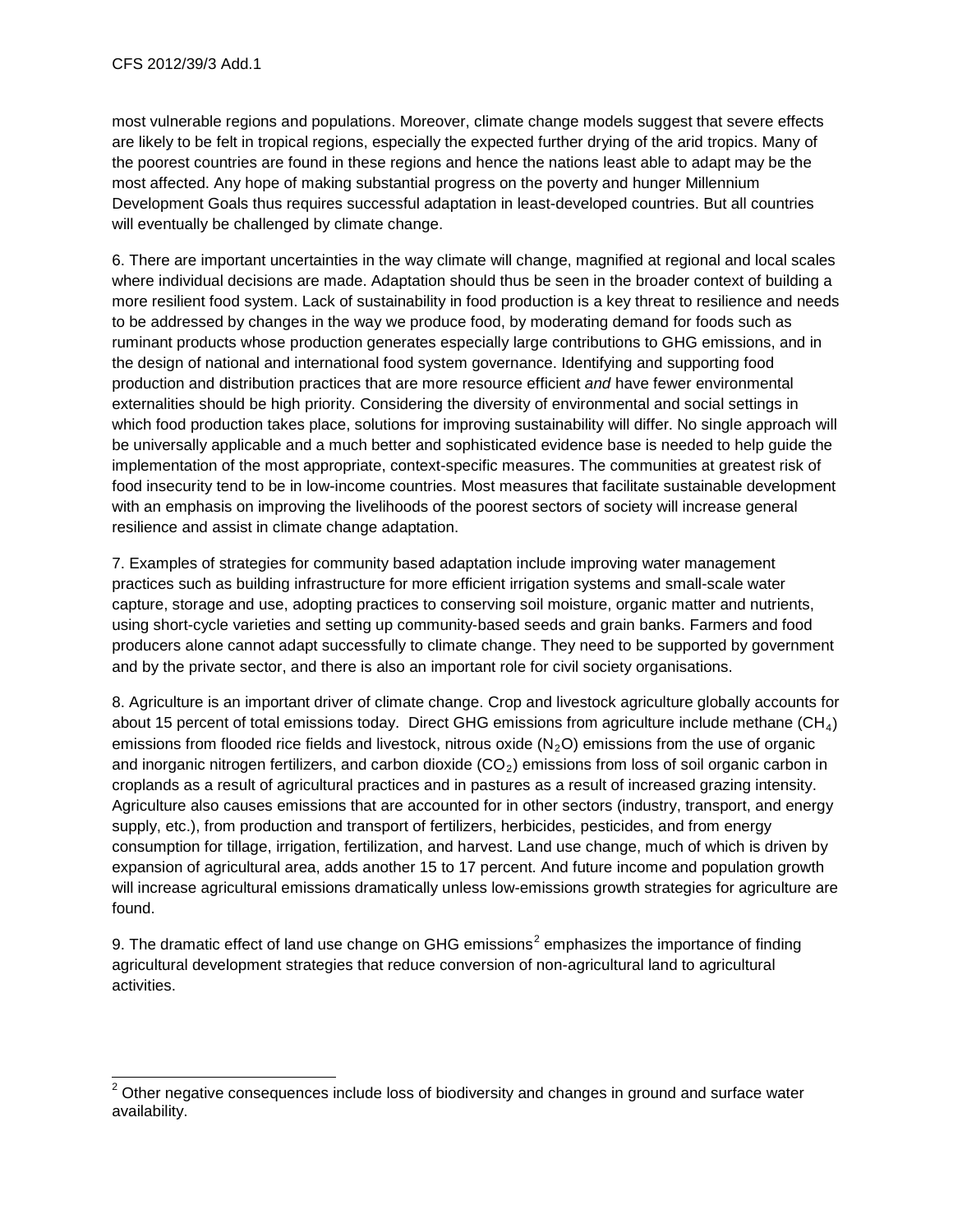most vulnerable regions and populations. Moreover, climate change models suggest that severe effects are likely to be felt in tropical regions, especially the expected further drying of the arid tropics. Many of the poorest countries are found in these regions and hence the nations least able to adapt may be the most affected. Any hope of making substantial progress on the poverty and hunger Millennium Development Goals thus requires successful adaptation in least-developed countries. But all countries will eventually be challenged by climate change.

6. There are important uncertainties in the way climate will change, magnified at regional and local scales where individual decisions are made. Adaptation should thus be seen in the broader context of building a more resilient food system. Lack of sustainability in food production is a key threat to resilience and needs to be addressed by changes in the way we produce food, by moderating demand for foods such as ruminant products whose production generates especially large contributions to GHG emissions, and in the design of national and international food system governance. Identifying and supporting food production and distribution practices that are more resource efficient *and* have fewer environmental externalities should be high priority. Considering the diversity of environmental and social settings in which food production takes place, solutions for improving sustainability will differ. No single approach will be universally applicable and a much better and sophisticated evidence base is needed to help guide the implementation of the most appropriate, context-specific measures. The communities at greatest risk of food insecurity tend to be in low-income countries. Most measures that facilitate sustainable development with an emphasis on improving the livelihoods of the poorest sectors of society will increase general resilience and assist in climate change adaptation.

7. Examples of strategies for community based adaptation include improving water management practices such as building infrastructure for more efficient irrigation systems and small-scale water capture, storage and use, adopting practices to conserving soil moisture, organic matter and nutrients, using short-cycle varieties and setting up community-based seeds and grain banks. Farmers and food producers alone cannot adapt successfully to climate change. They need to be supported by government and by the private sector, and there is also an important role for civil society organisations.

8. Agriculture is an important driver of climate change. Crop and livestock agriculture globally accounts for about 15 percent of total emissions today. Direct GHG emissions from agriculture include methane ($CH_4$) emissions from flooded rice fields and livestock, nitrous oxide ($N_2O$) emissions from the use of organic and inorganic nitrogen fertilizers, and carbon dioxide ($CO_2$) emissions from loss of soil organic carbon in croplands as a result of agricultural practices and in pastures as a result of increased grazing intensity. Agriculture also causes emissions that are accounted for in other sectors (industry, transport, and energy supply, etc.), from production and transport of fertilizers, herbicides, pesticides, and from energy consumption for tillage, irrigation, fertilization, and harvest. Land use change, much of which is driven by expansion of agricultural area, adds another 15 to 17 percent. And future income and population growth will increase agricultural emissions dramatically unless low-emissions growth strategies for agriculture are found.

9. The dramatic effect of land use change on GHG emissions[2] emphasizes the importance of finding agricultural development strategies that reduce conversion of non-agricultural land to agricultural activities.

---

[2] Other negative consequences include loss of biodiversity and changes in ground and surface water availability.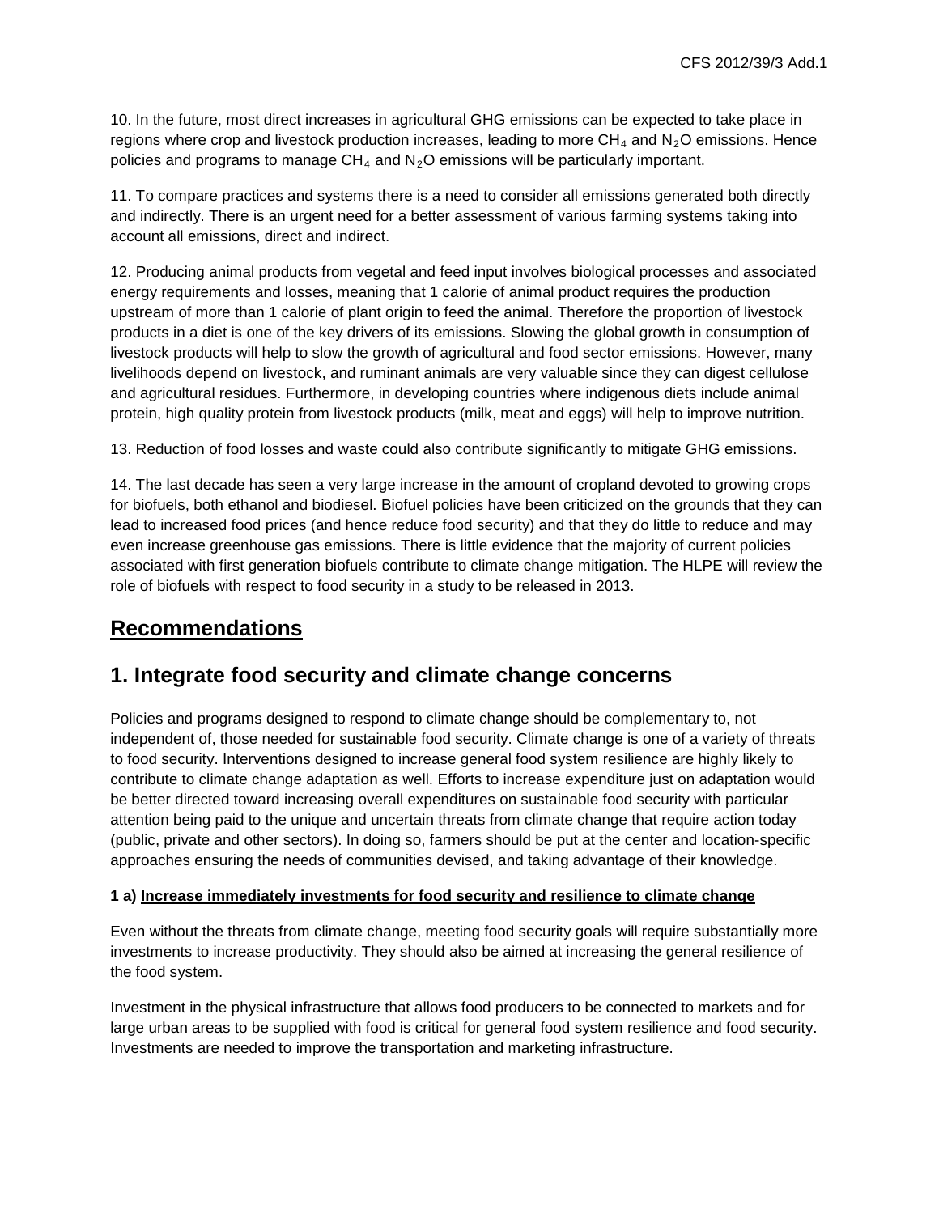10. In the future, most direct increases in agricultural GHG emissions can be expected to take place in regions where crop and livestock production increases, leading to more $CH_4$ and $N_2O$ emissions. Hence policies and programs to manage $CH_4$ and $N_2O$ emissions will be particularly important.

11. To compare practices and systems there is a need to consider all emissions generated both directly and indirectly. There is an urgent need for a better assessment of various farming systems taking into account all emissions, direct and indirect.

12. Producing animal products from vegetal and feed input involves biological processes and associated energy requirements and losses, meaning that 1 calorie of animal product requires the production upstream of more than 1 calorie of plant origin to feed the animal. Therefore the proportion of livestock products in a diet is one of the key drivers of its emissions. Slowing the global growth in consumption of livestock products will help to slow the growth of agricultural and food sector emissions. However, many livelihoods depend on livestock, and ruminant animals are very valuable since they can digest cellulose and agricultural residues. Furthermore, in developing countries where indigenous diets include animal protein, high quality protein from livestock products (milk, meat and eggs) will help to improve nutrition.

13. Reduction of food losses and waste could also contribute significantly to mitigate GHG emissions.

14. The last decade has seen a very large increase in the amount of cropland devoted to growing crops for biofuels, both ethanol and biodiesel. Biofuel policies have been criticized on the grounds that they can lead to increased food prices (and hence reduce food security) and that they do little to reduce and may even increase greenhouse gas emissions. There is little evidence that the majority of current policies associated with first generation biofuels contribute to climate change mitigation. The HLPE will review the role of biofuels with respect to food security in a study to be released in 2013.

## Recommendations

## 1. Integrate food security and climate change concerns

Policies and programs designed to respond to climate change should be complementary to, not independent of, those needed for sustainable food security. Climate change is one of a variety of threats to food security. Interventions designed to increase general food system resilience are highly likely to contribute to climate change adaptation as well. Efforts to increase expenditure just on adaptation would be better directed toward increasing overall expenditures on sustainable food security with particular attention being paid to the unique and uncertain threats from climate change that require action today (public, private and other sectors). In doing so, farmers should be put at the center and location-specific approaches ensuring the needs of communities devised, and taking advantage of their knowledge.

**1 a) Increase immediately investments for food security and resilience to climate change**

Even without the threats from climate change, meeting food security goals will require substantially more investments to increase productivity. They should also be aimed at increasing the general resilience of the food system.

Investment in the physical infrastructure that allows food producers to be connected to markets and for large urban areas to be supplied with food is critical for general food system resilience and food security. Investments are needed to improve the transportation and marketing infrastructure.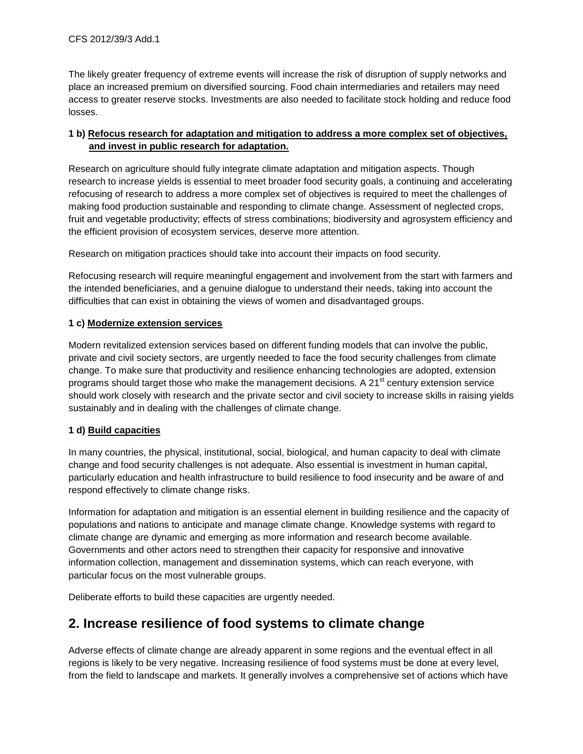The likely greater frequency of extreme events will increase the risk of disruption of supply networks and place an increased premium on diversified sourcing. Food chain intermediaries and retailers may need access to greater reserve stocks. Investments are also needed to facilitate stock holding and reduce food losses.

**1 b) Refocus research for adaptation and mitigation to address a more complex set of objectives, and invest in public research for adaptation.**

Research on agriculture should fully integrate climate adaptation and mitigation aspects. Though research to increase yields is essential to meet broader food security goals, a continuing and accelerating refocusing of research to address a more complex set of objectives is required to meet the challenges of making food production sustainable and responding to climate change. Assessment of neglected crops, fruit and vegetable productivity; effects of stress combinations; biodiversity and agrosystem efficiency and the efficient provision of ecosystem services, deserve more attention.

Research on mitigation practices should take into account their impacts on food security.

Refocusing research will require meaningful engagement and involvement from the start with farmers and the intended beneficiaries, and a genuine dialogue to understand their needs, taking into account the difficulties that can exist in obtaining the views of women and disadvantaged groups.

**1 c) Modernize extension services**

Modern revitalized extension services based on different funding models that can involve the public, private and civil society sectors, are urgently needed to face the food security challenges from climate change. To make sure that productivity and resilience enhancing technologies are adopted, extension programs should target those who make the management decisions. A 21st century extension service should work closely with research and the private sector and civil society to increase skills in raising yields sustainably and in dealing with the challenges of climate change.

**1 d) Build capacities**

In many countries, the physical, institutional, social, biological, and human capacity to deal with climate change and food security challenges is not adequate. Also essential is investment in human capital, particularly education and health infrastructure to build resilience to food insecurity and be aware of and respond effectively to climate change risks.

Information for adaptation and mitigation is an essential element in building resilience and the capacity of populations and nations to anticipate and manage climate change. Knowledge systems with regard to climate change are dynamic and emerging as more information and research become available. Governments and other actors need to strengthen their capacity for responsive and innovative information collection, management and dissemination systems, which can reach everyone, with particular focus on the most vulnerable groups.

Deliberate efforts to build these capacities are urgently needed.

## 2. Increase resilience of food systems to climate change

Adverse effects of climate change are already apparent in some regions and the eventual effect in all regions is likely to be very negative. Increasing resilience of food systems must be done at every level, from the field to landscape and markets. It generally involves a comprehensive set of actions which have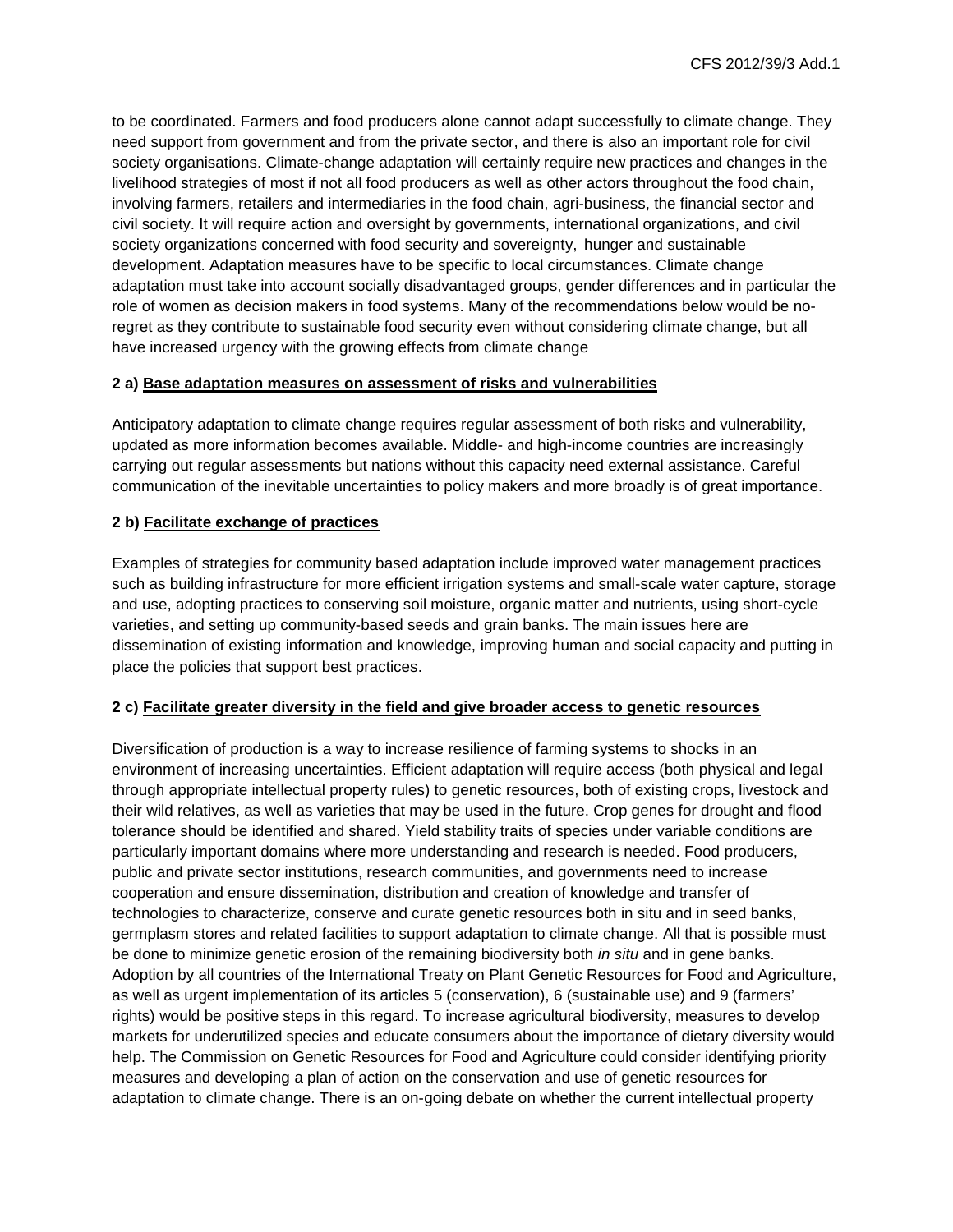to be coordinated. Farmers and food producers alone cannot adapt successfully to climate change. They need support from government and from the private sector, and there is also an important role for civil society organisations. Climate-change adaptation will certainly require new practices and changes in the livelihood strategies of most if not all food producers as well as other actors throughout the food chain, involving farmers, retailers and intermediaries in the food chain, agri-business, the financial sector and civil society. It will require action and oversight by governments, international organizations, and civil society organizations concerned with food security and sovereignty, hunger and sustainable development. Adaptation measures have to be specific to local circumstances. Climate change adaptation must take into account socially disadvantaged groups, gender differences and in particular the role of women as decision makers in food systems. Many of the recommendations below would be no-regret as they contribute to sustainable food security even without considering climate change, but all have increased urgency with the growing effects from climate change

**2 a) Base adaptation measures on assessment of risks and vulnerabilities**

Anticipatory adaptation to climate change requires regular assessment of both risks and vulnerability, updated as more information becomes available. Middle- and high-income countries are increasingly carrying out regular assessments but nations without this capacity need external assistance. Careful communication of the inevitable uncertainties to policy makers and more broadly is of great importance.

**2 b) Facilitate exchange of practices**

Examples of strategies for community based adaptation include improved water management practices such as building infrastructure for more efficient irrigation systems and small-scale water capture, storage and use, adopting practices to conserving soil moisture, organic matter and nutrients, using short-cycle varieties, and setting up community-based seeds and grain banks. The main issues here are dissemination of existing information and knowledge, improving human and social capacity and putting in place the policies that support best practices.

**2 c) Facilitate greater diversity in the field and give broader access to genetic resources**

Diversification of production is a way to increase resilience of farming systems to shocks in an environment of increasing uncertainties. Efficient adaptation will require access (both physical and legal through appropriate intellectual property rules) to genetic resources, both of existing crops, livestock and their wild relatives, as well as varieties that may be used in the future. Crop genes for drought and flood tolerance should be identified and shared. Yield stability traits of species under variable conditions are particularly important domains where more understanding and research is needed. Food producers, public and private sector institutions, research communities, and governments need to increase cooperation and ensure dissemination, distribution and creation of knowledge and transfer of technologies to characterize, conserve and curate genetic resources both in situ and in seed banks, germplasm stores and related facilities to support adaptation to climate change. All that is possible must be done to minimize genetic erosion of the remaining biodiversity both *in situ* and in gene banks. Adoption by all countries of the International Treaty on Plant Genetic Resources for Food and Agriculture, as well as urgent implementation of its articles 5 (conservation), 6 (sustainable use) and 9 (farmers' rights) would be positive steps in this regard. To increase agricultural biodiversity, measures to develop markets for underutilized species and educate consumers about the importance of dietary diversity would help. The Commission on Genetic Resources for Food and Agriculture could consider identifying priority measures and developing a plan of action on the conservation and use of genetic resources for adaptation to climate change. There is an on-going debate on whether the current intellectual property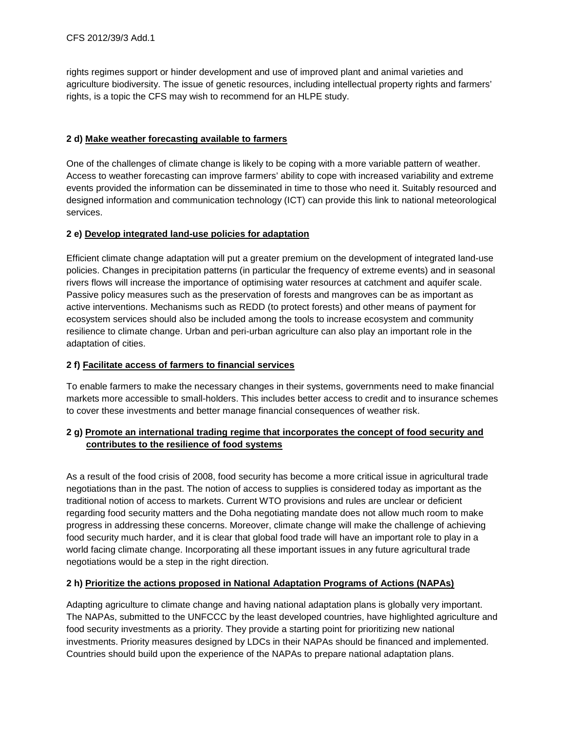rights regimes support or hinder development and use of improved plant and animal varieties and agriculture biodiversity. The issue of genetic resources, including intellectual property rights and farmers' rights, is a topic the CFS may wish to recommend for an HLPE study.

**2 d) <u>Make weather forecasting available to farmers</u>**

One of the challenges of climate change is likely to be coping with a more variable pattern of weather. Access to weather forecasting can improve farmers' ability to cope with increased variability and extreme events provided the information can be disseminated in time to those who need it. Suitably resourced and designed information and communication technology (ICT) can provide this link to national meteorological services.

**2 e) <u>Develop integrated land-use policies for adaptation</u>**

Efficient climate change adaptation will put a greater premium on the development of integrated land-use policies. Changes in precipitation patterns (in particular the frequency of extreme events) and in seasonal rivers flows will increase the importance of optimising water resources at catchment and aquifer scale. Passive policy measures such as the preservation of forests and mangroves can be as important as active interventions. Mechanisms such as REDD (to protect forests) and other means of payment for ecosystem services should also be included among the tools to increase ecosystem and community resilience to climate change. Urban and peri-urban agriculture can also play an important role in the adaptation of cities.

**2 f) <u>Facilitate access of farmers to financial services</u>**

To enable farmers to make the necessary changes in their systems, governments need to make financial markets more accessible to small-holders. This includes better access to credit and to insurance schemes to cover these investments and better manage financial consequences of weather risk.

**2 g) <u>Promote an international trading regime that incorporates the concept of food security and contributes to the resilience of food systems</u>**

As a result of the food crisis of 2008, food security has become a more critical issue in agricultural trade negotiations than in the past. The notion of access to supplies is considered today as important as the traditional notion of access to markets. Current WTO provisions and rules are unclear or deficient regarding food security matters and the Doha negotiating mandate does not allow much room to make progress in addressing these concerns. Moreover, climate change will make the challenge of achieving food security much harder, and it is clear that global food trade will have an important role to play in a world facing climate change. Incorporating all these important issues in any future agricultural trade negotiations would be a step in the right direction.

**2 h) <u>Prioritize the actions proposed in National Adaptation Programs of Actions (NAPAs)</u>**

Adapting agriculture to climate change and having national adaptation plans is globally very important. The NAPAs, submitted to the UNFCCC by the least developed countries, have highlighted agriculture and food security investments as a priority. They provide a starting point for prioritizing new national investments. Priority measures designed by LDCs in their NAPAs should be financed and implemented. Countries should build upon the experience of the NAPAs to prepare national adaptation plans.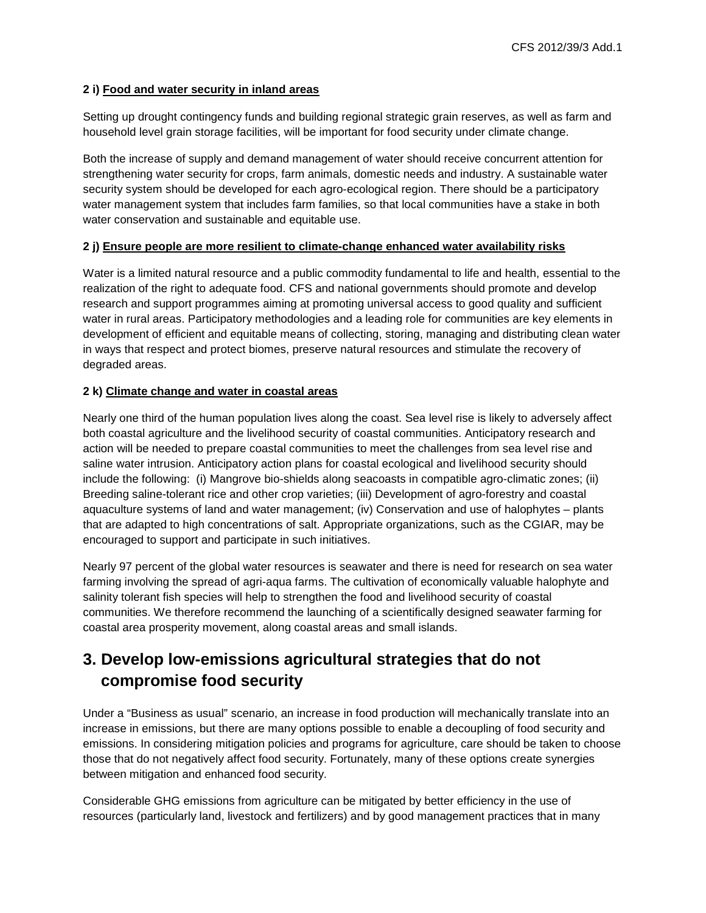**2 i) Food and water security in inland areas**

Setting up drought contingency funds and building regional strategic grain reserves, as well as farm and household level grain storage facilities, will be important for food security under climate change.

Both the increase of supply and demand management of water should receive concurrent attention for strengthening water security for crops, farm animals, domestic needs and industry. A sustainable water security system should be developed for each agro-ecological region. There should be a participatory water management system that includes farm families, so that local communities have a stake in both water conservation and sustainable and equitable use.

**2 j) Ensure people are more resilient to climate-change enhanced water availability risks**

Water is a limited natural resource and a public commodity fundamental to life and health, essential to the realization of the right to adequate food. CFS and national governments should promote and develop research and support programmes aiming at promoting universal access to good quality and sufficient water in rural areas. Participatory methodologies and a leading role for communities are key elements in development of efficient and equitable means of collecting, storing, managing and distributing clean water in ways that respect and protect biomes, preserve natural resources and stimulate the recovery of degraded areas.

**2 k) Climate change and water in coastal areas**

Nearly one third of the human population lives along the coast. Sea level rise is likely to adversely affect both coastal agriculture and the livelihood security of coastal communities. Anticipatory research and action will be needed to prepare coastal communities to meet the challenges from sea level rise and saline water intrusion. Anticipatory action plans for coastal ecological and livelihood security should include the following: (i) Mangrove bio-shields along seacoasts in compatible agro-climatic zones; (ii) Breeding saline-tolerant rice and other crop varieties; (iii) Development of agro-forestry and coastal aquaculture systems of land and water management; (iv) Conservation and use of halophytes – plants that are adapted to high concentrations of salt. Appropriate organizations, such as the CGIAR, may be encouraged to support and participate in such initiatives.

Nearly 97 percent of the global water resources is seawater and there is need for research on sea water farming involving the spread of agri-aqua farms. The cultivation of economically valuable halophyte and salinity tolerant fish species will help to strengthen the food and livelihood security of coastal communities. We therefore recommend the launching of a scientifically designed seawater farming for coastal area prosperity movement, along coastal areas and small islands.

## 3. Develop low-emissions agricultural strategies that do not compromise food security

Under a “Business as usual” scenario, an increase in food production will mechanically translate into an increase in emissions, but there are many options possible to enable a decoupling of food security and emissions. In considering mitigation policies and programs for agriculture, care should be taken to choose those that do not negatively affect food security. Fortunately, many of these options create synergies between mitigation and enhanced food security.

Considerable GHG emissions from agriculture can be mitigated by better efficiency in the use of resources (particularly land, livestock and fertilizers) and by good management practices that in many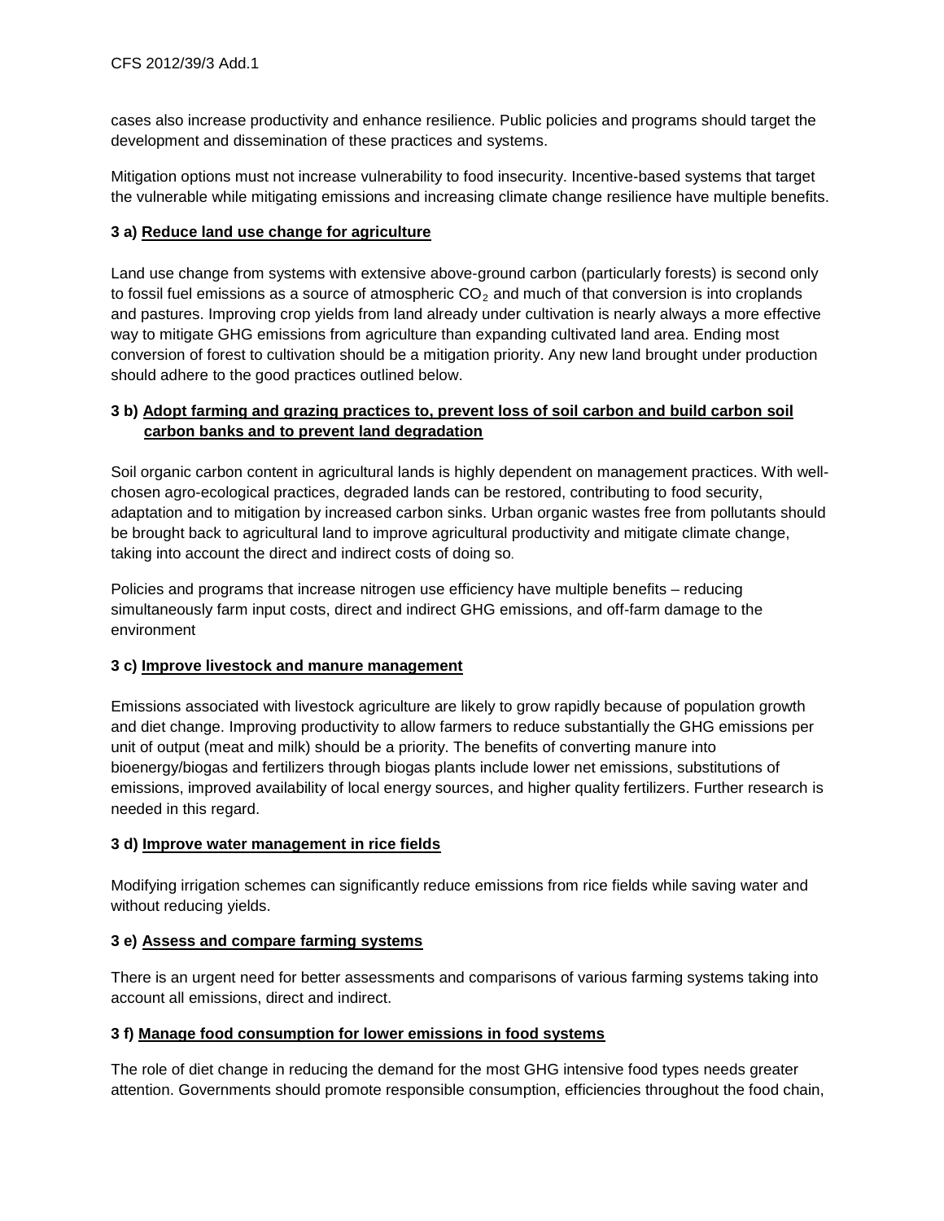cases also increase productivity and enhance resilience. Public policies and programs should target the development and dissemination of these practices and systems.

Mitigation options must not increase vulnerability to food insecurity. Incentive-based systems that target the vulnerable while mitigating emissions and increasing climate change resilience have multiple benefits.

### 3 a) Reduce land use change for agriculture

Land use change from systems with extensive above-ground carbon (particularly forests) is second only to fossil fuel emissions as a source of atmospheric $CO_2$ and much of that conversion is into croplands and pastures. Improving crop yields from land already under cultivation is nearly always a more effective way to mitigate GHG emissions from agriculture than expanding cultivated land area. Ending most conversion of forest to cultivation should be a mitigation priority. Any new land brought under production should adhere to the good practices outlined below.

### 3 b) Adopt farming and grazing practices to, prevent loss of soil carbon and build carbon soil carbon banks and to prevent land degradation

Soil organic carbon content in agricultural lands is highly dependent on management practices. With well-chosen agro-ecological practices, degraded lands can be restored, contributing to food security, adaptation and to mitigation by increased carbon sinks. Urban organic wastes free from pollutants should be brought back to agricultural land to improve agricultural productivity and mitigate climate change, taking into account the direct and indirect costs of doing so.

Policies and programs that increase nitrogen use efficiency have multiple benefits – reducing simultaneously farm input costs, direct and indirect GHG emissions, and off-farm damage to the environment

### 3 c) Improve livestock and manure management

Emissions associated with livestock agriculture are likely to grow rapidly because of population growth and diet change. Improving productivity to allow farmers to reduce substantially the GHG emissions per unit of output (meat and milk) should be a priority. The benefits of converting manure into bioenergy/biogas and fertilizers through biogas plants include lower net emissions, substitutions of emissions, improved availability of local energy sources, and higher quality fertilizers. Further research is needed in this regard.

### 3 d) Improve water management in rice fields

Modifying irrigation schemes can significantly reduce emissions from rice fields while saving water and without reducing yields.

### 3 e) Assess and compare farming systems

There is an urgent need for better assessments and comparisons of various farming systems taking into account all emissions, direct and indirect.

### 3 f) Manage food consumption for lower emissions in food systems

The role of diet change in reducing the demand for the most GHG intensive food types needs greater attention. Governments should promote responsible consumption, efficiencies throughout the food chain,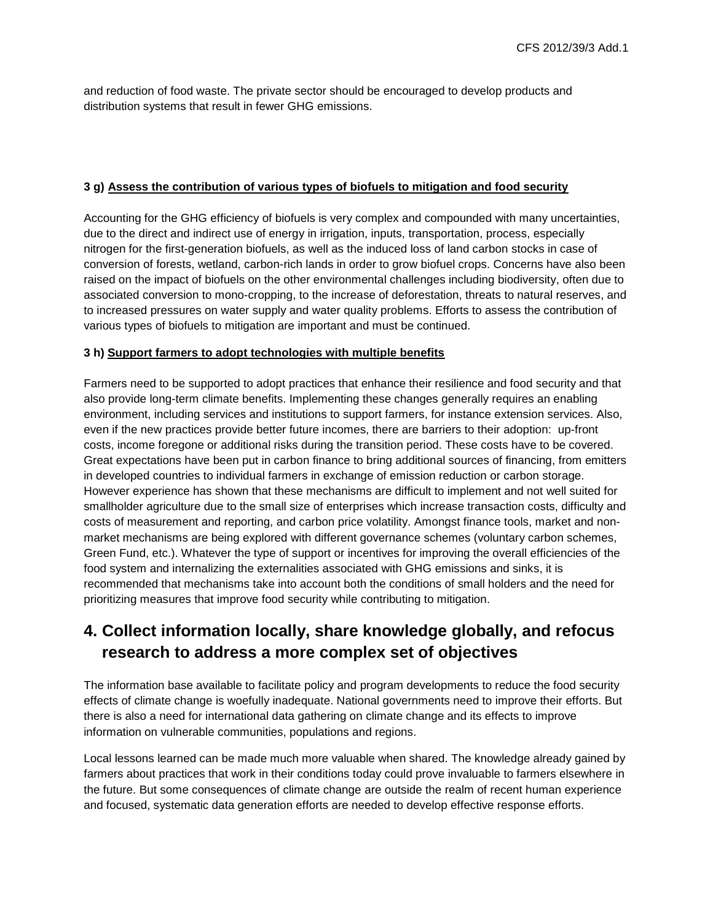and reduction of food waste. The private sector should be encouraged to develop products and distribution systems that result in fewer GHG emissions.

### 3 g) <u>Assess the contribution of various types of biofuels to mitigation and food security</u>

Accounting for the GHG efficiency of biofuels is very complex and compounded with many uncertainties, due to the direct and indirect use of energy in irrigation, inputs, transportation, process, especially nitrogen for the first-generation biofuels, as well as the induced loss of land carbon stocks in case of conversion of forests, wetland, carbon-rich lands in order to grow biofuel crops. Concerns have also been raised on the impact of biofuels on the other environmental challenges including biodiversity, often due to associated conversion to mono-cropping, to the increase of deforestation, threats to natural reserves, and to increased pressures on water supply and water quality problems. Efforts to assess the contribution of various types of biofuels to mitigation are important and must be continued.

### 3 h) <u>Support farmers to adopt technologies with multiple benefits</u>

Farmers need to be supported to adopt practices that enhance their resilience and food security and that also provide long-term climate benefits. Implementing these changes generally requires an enabling environment, including services and institutions to support farmers, for instance extension services. Also, even if the new practices provide better future incomes, there are barriers to their adoption: up-front costs, income foregone or additional risks during the transition period. These costs have to be covered. Great expectations have been put in carbon finance to bring additional sources of financing, from emitters in developed countries to individual farmers in exchange of emission reduction or carbon storage. However experience has shown that these mechanisms are difficult to implement and not well suited for smallholder agriculture due to the small size of enterprises which increase transaction costs, difficulty and costs of measurement and reporting, and carbon price volatility. Amongst finance tools, market and non-market mechanisms are being explored with different governance schemes (voluntary carbon schemes, Green Fund, etc.). Whatever the type of support or incentives for improving the overall efficiencies of the food system and internalizing the externalities associated with GHG emissions and sinks, it is recommended that mechanisms take into account both the conditions of small holders and the need for prioritizing measures that improve food security while contributing to mitigation.

## 4. Collect information locally, share knowledge globally, and refocus research to address a more complex set of objectives

The information base available to facilitate policy and program developments to reduce the food security effects of climate change is woefully inadequate. National governments need to improve their efforts. But there is also a need for international data gathering on climate change and its effects to improve information on vulnerable communities, populations and regions.

Local lessons learned can be made much more valuable when shared. The knowledge already gained by farmers about practices that work in their conditions today could prove invaluable to farmers elsewhere in the future. But some consequences of climate change are outside the realm of recent human experience and focused, systematic data generation efforts are needed to develop effective response efforts.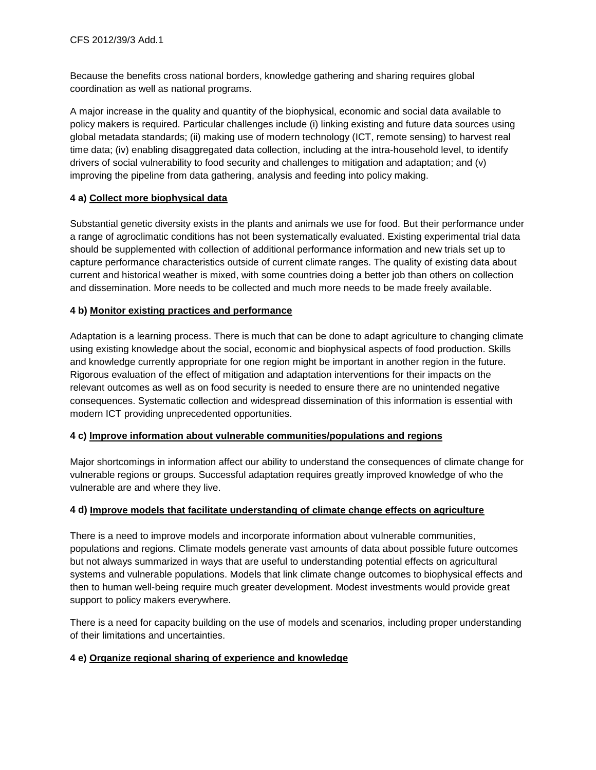Because the benefits cross national borders, knowledge gathering and sharing requires global coordination as well as national programs.

A major increase in the quality and quantity of the biophysical, economic and social data available to policy makers is required. Particular challenges include (i) linking existing and future data sources using global metadata standards; (ii) making use of modern technology (ICT, remote sensing) to harvest real time data; (iv) enabling disaggregated data collection, including at the intra-household level, to identify drivers of social vulnerability to food security and challenges to mitigation and adaptation; and (v) improving the pipeline from data gathering, analysis and feeding into policy making.

**4 a) Collect more biophysical data**

Substantial genetic diversity exists in the plants and animals we use for food. But their performance under a range of agroclimatic conditions has not been systematically evaluated. Existing experimental trial data should be supplemented with collection of additional performance information and new trials set up to capture performance characteristics outside of current climate ranges. The quality of existing data about current and historical weather is mixed, with some countries doing a better job than others on collection and dissemination. More needs to be collected and much more needs to be made freely available.

**4 b) Monitor existing practices and performance**

Adaptation is a learning process. There is much that can be done to adapt agriculture to changing climate using existing knowledge about the social, economic and biophysical aspects of food production. Skills and knowledge currently appropriate for one region might be important in another region in the future. Rigorous evaluation of the effect of mitigation and adaptation interventions for their impacts on the relevant outcomes as well as on food security is needed to ensure there are no unintended negative consequences. Systematic collection and widespread dissemination of this information is essential with modern ICT providing unprecedented opportunities.

**4 c) Improve information about vulnerable communities/populations and regions**

Major shortcomings in information affect our ability to understand the consequences of climate change for vulnerable regions or groups. Successful adaptation requires greatly improved knowledge of who the vulnerable are and where they live.

**4 d) Improve models that facilitate understanding of climate change effects on agriculture**

There is a need to improve models and incorporate information about vulnerable communities, populations and regions. Climate models generate vast amounts of data about possible future outcomes but not always summarized in ways that are useful to understanding potential effects on agricultural systems and vulnerable populations. Models that link climate change outcomes to biophysical effects and then to human well-being require much greater development. Modest investments would provide great support to policy makers everywhere.

There is a need for capacity building on the use of models and scenarios, including proper understanding of their limitations and uncertainties.

**4 e) Organize regional sharing of experience and knowledge**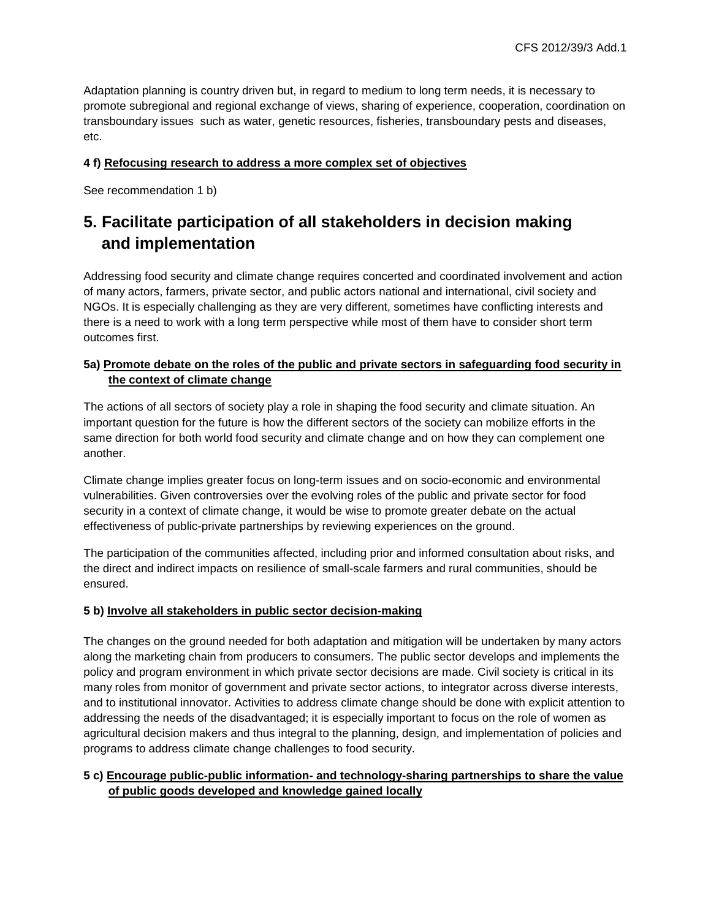Adaptation planning is country driven but, in regard to medium to long term needs, it is necessary to promote subregional and regional exchange of views, sharing of experience, cooperation, coordination on transboundary issues such as water, genetic resources, fisheries, transboundary pests and diseases, etc.

**4 f) Refocusing research to address a more complex set of objectives**

See recommendation 1 b)

## 5. Facilitate participation of all stakeholders in decision making and implementation

Addressing food security and climate change requires concerted and coordinated involvement and action of many actors, farmers, private sector, and public actors national and international, civil society and NGOs. It is especially challenging as they are very different, sometimes have conflicting interests and there is a need to work with a long term perspective while most of them have to consider short term outcomes first.

**5a) Promote debate on the roles of the public and private sectors in safeguarding food security in the context of climate change**

The actions of all sectors of society play a role in shaping the food security and climate situation. An important question for the future is how the different sectors of the society can mobilize efforts in the same direction for both world food security and climate change and on how they can complement one another.

Climate change implies greater focus on long-term issues and on socio-economic and environmental vulnerabilities. Given controversies over the evolving roles of the public and private sector for food security in a context of climate change, it would be wise to promote greater debate on the actual effectiveness of public-private partnerships by reviewing experiences on the ground.

The participation of the communities affected, including prior and informed consultation about risks, and the direct and indirect impacts on resilience of small-scale farmers and rural communities, should be ensured.

**5 b) Involve all stakeholders in public sector decision-making**

The changes on the ground needed for both adaptation and mitigation will be undertaken by many actors along the marketing chain from producers to consumers. The public sector develops and implements the policy and program environment in which private sector decisions are made. Civil society is critical in its many roles from monitor of government and private sector actions, to integrator across diverse interests, and to institutional innovator. Activities to address climate change should be done with explicit attention to addressing the needs of the disadvantaged; it is especially important to focus on the role of women as agricultural decision makers and thus integral to the planning, design, and implementation of policies and programs to address climate change challenges to food security.

**5 c) Encourage public-public information- and technology-sharing partnerships to share the value of public goods developed and knowledge gained locally**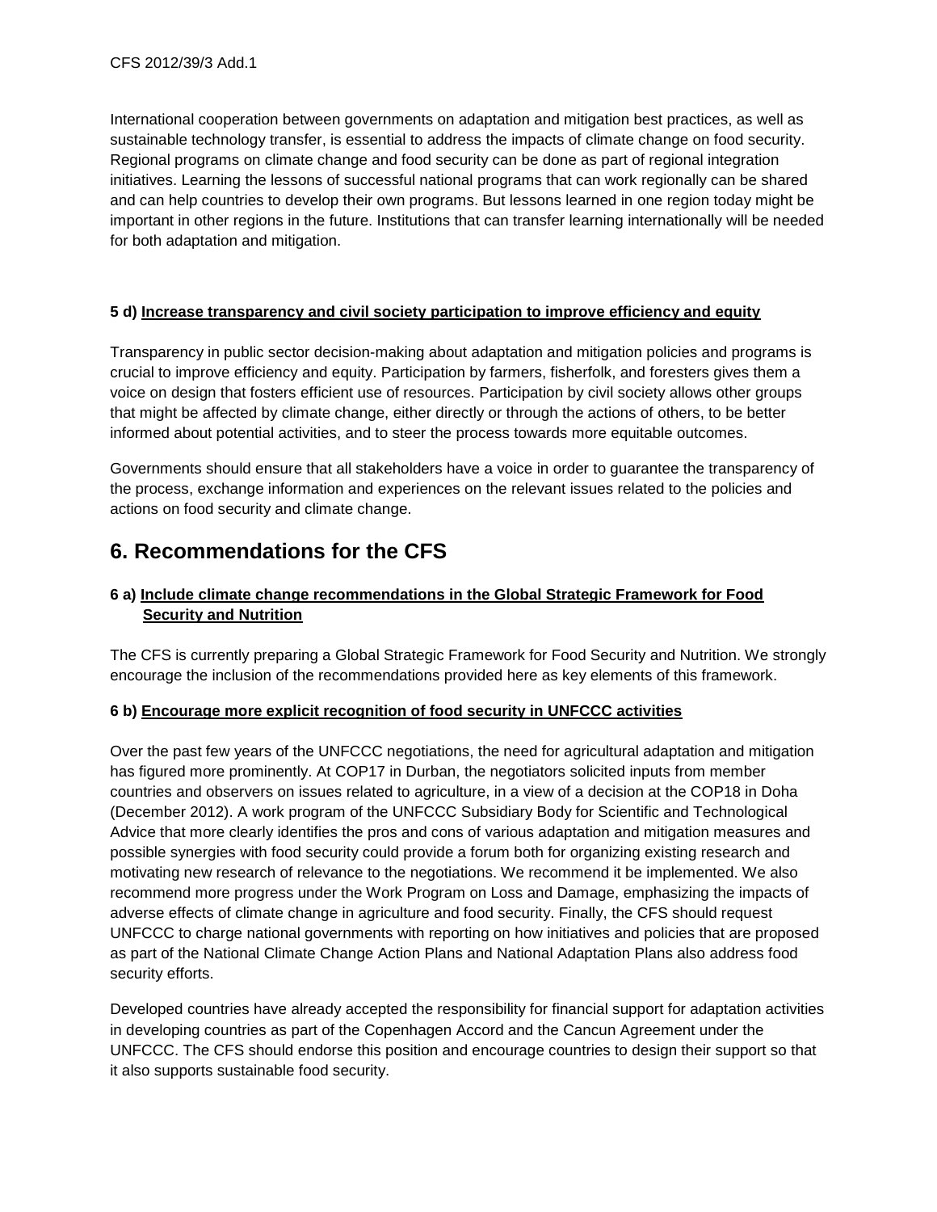International cooperation between governments on adaptation and mitigation best practices, as well as sustainable technology transfer, is essential to address the impacts of climate change on food security. Regional programs on climate change and food security can be done as part of regional integration initiatives. Learning the lessons of successful national programs that can work regionally can be shared and can help countries to develop their own programs. But lessons learned in one region today might be important in other regions in the future. Institutions that can transfer learning internationally will be needed for both adaptation and mitigation.

#### 5 d) Increase transparency and civil society participation to improve efficiency and equity

Transparency in public sector decision-making about adaptation and mitigation policies and programs is crucial to improve efficiency and equity. Participation by farmers, fisherfolk, and foresters gives them a voice on design that fosters efficient use of resources. Participation by civil society allows other groups that might be affected by climate change, either directly or through the actions of others, to be better informed about potential activities, and to steer the process towards more equitable outcomes.

Governments should ensure that all stakeholders have a voice in order to guarantee the transparency of the process, exchange information and experiences on the relevant issues related to the policies and actions on food security and climate change.

## 6. Recommendations for the CFS

#### 6 a) Include climate change recommendations in the Global Strategic Framework for Food Security and Nutrition

The CFS is currently preparing a Global Strategic Framework for Food Security and Nutrition. We strongly encourage the inclusion of the recommendations provided here as key elements of this framework.

#### 6 b) Encourage more explicit recognition of food security in UNFCCC activities

Over the past few years of the UNFCCC negotiations, the need for agricultural adaptation and mitigation has figured more prominently. At COP17 in Durban, the negotiators solicited inputs from member countries and observers on issues related to agriculture, in a view of a decision at the COP18 in Doha (December 2012). A work program of the UNFCCC Subsidiary Body for Scientific and Technological Advice that more clearly identifies the pros and cons of various adaptation and mitigation measures and possible synergies with food security could provide a forum both for organizing existing research and motivating new research of relevance to the negotiations. We recommend it be implemented. We also recommend more progress under the Work Program on Loss and Damage, emphasizing the impacts of adverse effects of climate change in agriculture and food security. Finally, the CFS should request UNFCCC to charge national governments with reporting on how initiatives and policies that are proposed as part of the National Climate Change Action Plans and National Adaptation Plans also address food security efforts.

Developed countries have already accepted the responsibility for financial support for adaptation activities in developing countries as part of the Copenhagen Accord and the Cancun Agreement under the UNFCCC. The CFS should endorse this position and encourage countries to design their support so that it also supports sustainable food security.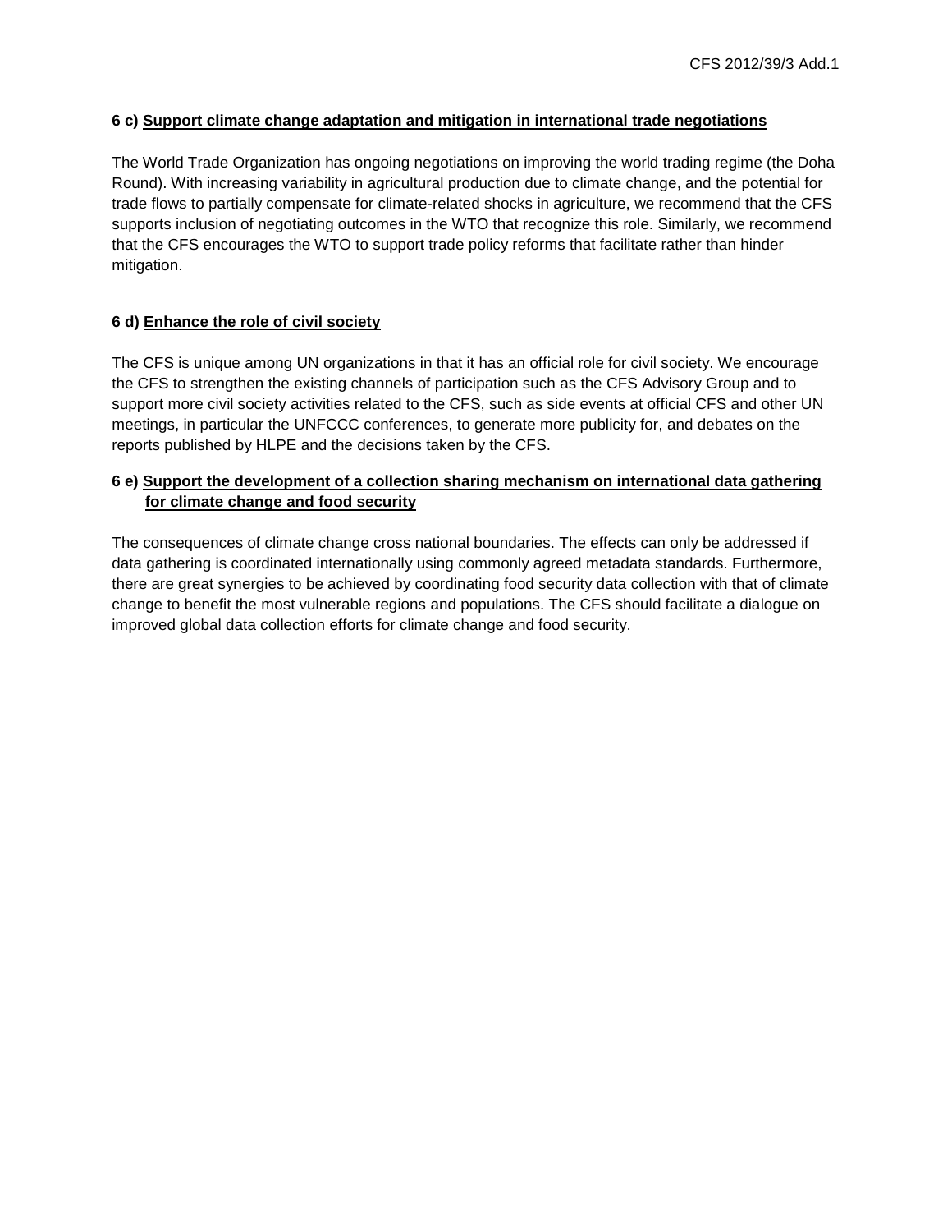**6 c) Support climate change adaptation and mitigation in international trade negotiations**

The World Trade Organization has ongoing negotiations on improving the world trading regime (the Doha Round). With increasing variability in agricultural production due to climate change, and the potential for trade flows to partially compensate for climate-related shocks in agriculture, we recommend that the CFS supports inclusion of negotiating outcomes in the WTO that recognize this role. Similarly, we recommend that the CFS encourages the WTO to support trade policy reforms that facilitate rather than hinder mitigation.

**6 d) Enhance the role of civil society**

The CFS is unique among UN organizations in that it has an official role for civil society. We encourage the CFS to strengthen the existing channels of participation such as the CFS Advisory Group and to support more civil society activities related to the CFS, such as side events at official CFS and other UN meetings, in particular the UNFCCC conferences, to generate more publicity for, and debates on the reports published by HLPE and the decisions taken by the CFS.

**6 e) Support the development of a collection sharing mechanism on international data gathering for climate change and food security**

The consequences of climate change cross national boundaries. The effects can only be addressed if data gathering is coordinated internationally using commonly agreed metadata standards. Furthermore, there are great synergies to be achieved by coordinating food security data collection with that of climate change to benefit the most vulnerable regions and populations. The CFS should facilitate a dialogue on improved global data collection efforts for climate change and food security.